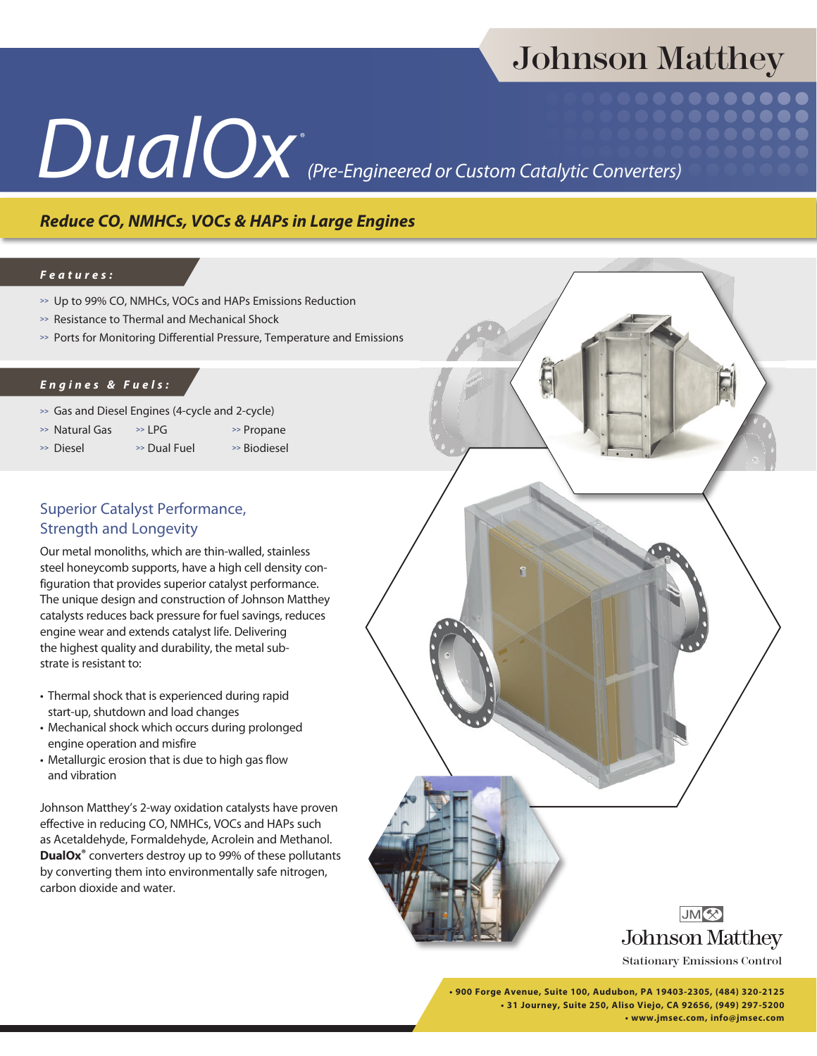Johnson Matthey

# DualOx® *(Pre-Engineered or Custom Catalytic Converters)*

## *Reduce CO, NMHCs, VOCs & HAPs in Large Engines*

### *Features:*

- Up to 99% CO, NMHCs, VOCs and HAPs Emissions Reduction
- Resistance to Thermal and Mechanical Shock
- Ports for Monitoring Differential Pressure, Temperature and Emissions

### *Engines & Fuels:*

- Gas and Diesel Engines (4-cycle and 2-cycle)
- Natural Gas
- LPG
- Propane
- Diesel
- Dual Fuel
- Biodiesel

## Superior Catalyst Performance, Strength and Longevity

Our metal monoliths, which are thin-walled, stainless steel honeycomb supports, have a high cell density configuration that provides superior catalyst performance. The unique design and construction of Johnson Matthey catalysts reduces back pressure for fuel savings, reduces engine wear and extends catalyst life. Delivering the highest quality and durability, the metal substrate is resistant to:

- Thermal shock that is experienced during rapid start-up, shutdown and load changes
- Mechanical shock which occurs during prolonged engine operation and misfire
- Metallurgic erosion that is due to high gas flow and vibration

Johnson Matthey's 2-way oxidation catalysts have proven effective in reducing CO, NMHCs, VOCs and HAPs such as Acetaldehyde, Formaldehyde, Acrolein and Methanol. **DualOx®** converters destroy up to 99% of these pollutants by converting them into environmentally safe nitrogen, carbon dioxide and water.

JM Johnson Matthey
Stationary Emissions Control

• 900 Forge Avenue, Suite 100, Audubon, PA 19403-2305, (484) 320-2125
• 31 Journey, Suite 250, Aliso Viejo, CA 92656, (949) 297-5200
• www.jmsec.com, info@jmsec.com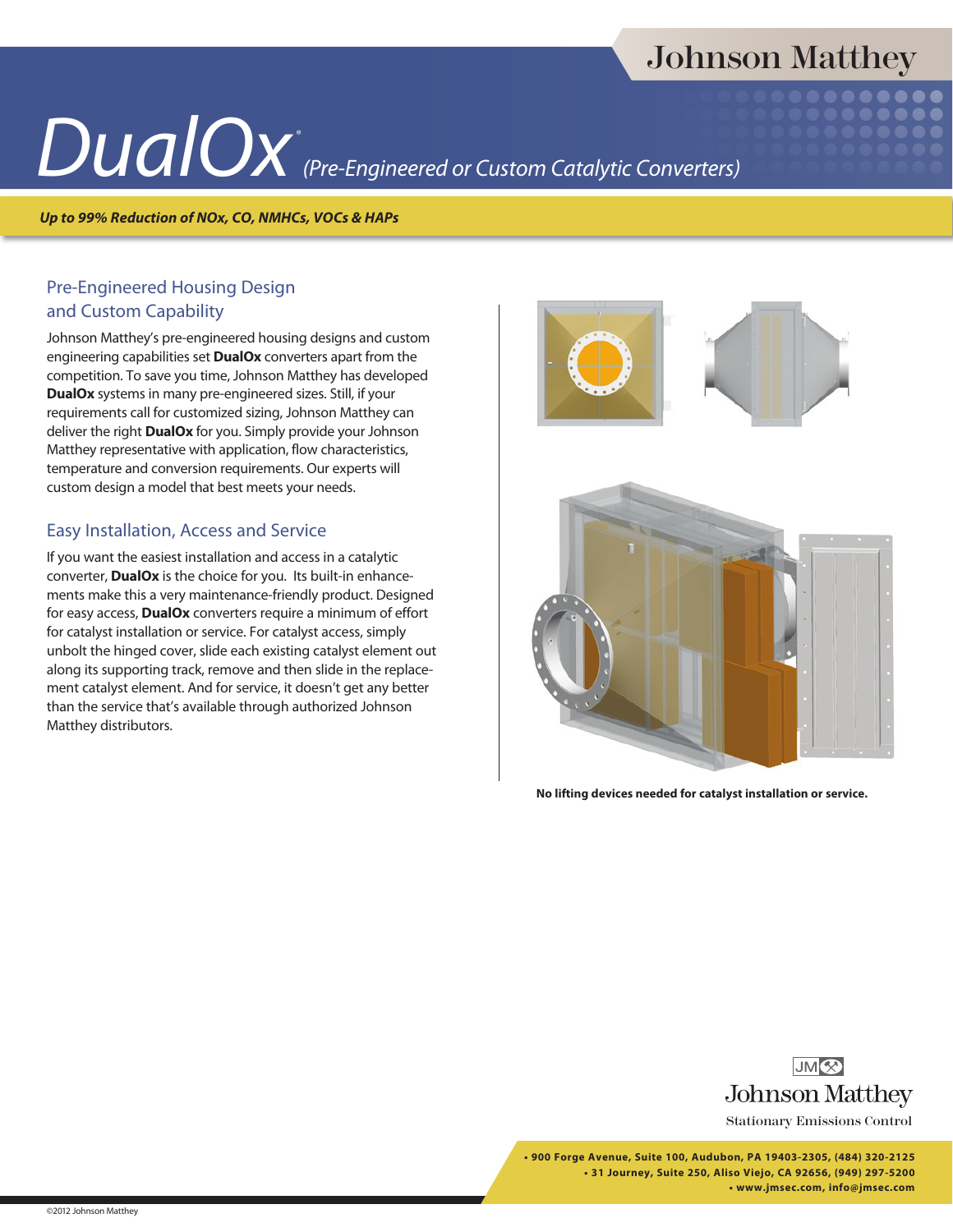# DualOx® *(Pre-Engineered or Custom Catalytic Converters)*

***Up to 99% Reduction of NOx, CO, NMHCs, VOCs & HAPs***

## Pre-Engineered Housing Design and Custom Capability

Johnson Matthey's pre-engineered housing designs and custom engineering capabilities set **DualOx** converters apart from the competition. To save you time, Johnson Matthey has developed **DualOx** systems in many pre-engineered sizes. Still, if your requirements call for customized sizing, Johnson Matthey can deliver the right **DualOx** for you. Simply provide your Johnson Matthey representative with application, flow characteristics, temperature and conversion requirements. Our experts will custom design a model that best meets your needs.

## Easy Installation, Access and Service

If you want the easiest installation and access in a catalytic converter, **DualOx** is the choice for you. Its built-in enhancements make this a very maintenance-friendly product. Designed for easy access, **DualOx** converters require a minimum of effort for catalyst installation or service. For catalyst access, simply unbolt the hinged cover, slide each existing catalyst element out along its supporting track, remove and then slide in the replacement catalyst element. And for service, it doesn't get any better than the service that's available through authorized Johnson Matthey distributors.

**No lifting devices needed for catalyst installation or service.**

Johnson Matthey
Stationary Emissions Control

- 900 Forge Avenue, Suite 100, Audubon, PA 19403-2305, (484) 320-2125
- 31 Journey, Suite 250, Aliso Viejo, CA 92656, (949) 297-5200
- www.jmsec.com, info@jmsec.com

©2012 Johnson Matthey